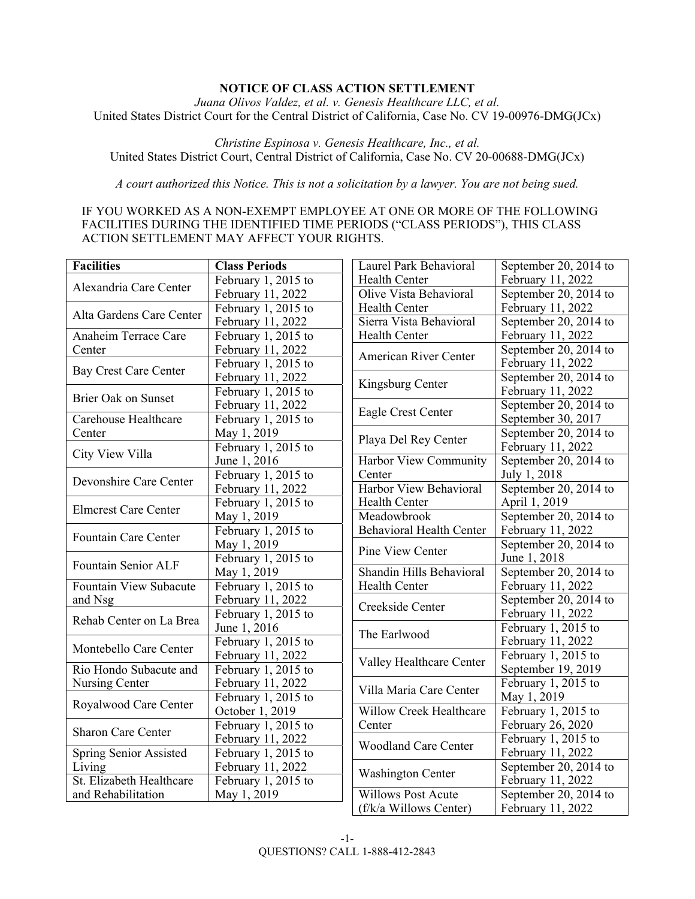# NOTICE OF CLASS ACTION SETTLEMENT

*Juana Olivos Valdez, et al. v. Genesis Healthcare LLC, et al.*
United States District Court for the Central District of California, Case No. CV 19-00976-DMG(JCx)

*Christine Espinosa v. Genesis Healthcare, Inc., et al.*
United States District Court, Central District of California, Case No. CV 20-00688-DMG(JCx)

*A court authorized this Notice. This is not a solicitation by a lawyer. You are not being sued.*

IF YOU WORKED AS A NON-EXEMPT EMPLOYEE AT ONE OR MORE OF THE FOLLOWING FACILITIES DURING THE IDENTIFIED TIME PERIODS ("CLASS PERIODS"), THIS CLASS ACTION SETTLEMENT MAY AFFECT YOUR RIGHTS.

| Facilities | Class Periods |
|---|---|
| Alexandria Care Center | February 1, 2015 to February 11, 2022 |
| Alta Gardens Care Center | February 1, 2015 to February 11, 2022 |
| Anaheim Terrace Care Center | February 1, 2015 to February 11, 2022 |
| Bay Crest Care Center | February 1, 2015 to February 11, 2022 |
| Brier Oak on Sunset | February 1, 2015 to February 11, 2022 |
| Carehouse Healthcare Center | February 1, 2015 to May 1, 2019 |
| City View Villa | February 1, 2015 to June 1, 2016 |
| Devonshire Care Center | February 1, 2015 to February 11, 2022 |
| Elmcrest Care Center | February 1, 2015 to May 1, 2019 |
| Fountain Care Center | February 1, 2015 to May 1, 2019 |
| Fountain Senior ALF | February 1, 2015 to May 1, 2019 |
| Fountain View Subacute and Nsg | February 1, 2015 to February 11, 2022 |
| Rehab Center on La Brea | February 1, 2015 to June 1, 2016 |
| Montebello Care Center | February 1, 2015 to February 11, 2022 |
| Rio Hondo Subacute and Nursing Center | February 1, 2015 to February 11, 2022 |
| Royalwood Care Center | February 1, 2015 to October 1, 2019 |
| Sharon Care Center | February 1, 2015 to February 11, 2022 |
| Spring Senior Assisted Living | February 1, 2015 to February 11, 2022 |
| St. Elizabeth Healthcare and Rehabilitation | February 1, 2015 to May 1, 2019 |
| Laurel Park Behavioral Health Center | September 20, 2014 to February 11, 2022 |
| Olive Vista Behavioral Health Center | September 20, 2014 to February 11, 2022 |
| Sierra Vista Behavioral Health Center | September 20, 2014 to February 11, 2022 |
| American River Center | September 20, 2014 to February 11, 2022 |
| Kingsburg Center | September 20, 2014 to February 11, 2022 |
| Eagle Crest Center | September 20, 2014 to September 30, 2017 |
| Playa Del Rey Center | September 20, 2014 to February 11, 2022 |
| Harbor View Community Center | September 20, 2014 to July 1, 2018 |
| Harbor View Behavioral Health Center | September 20, 2014 to April 1, 2019 |
| Meadowbrook Behavioral Health Center | September 20, 2014 to February 11, 2022 |
| Pine View Center | September 20, 2014 to June 1, 2018 |
| Shandin Hills Behavioral Health Center | September 20, 2014 to February 11, 2022 |
| Creekside Center | September 20, 2014 to February 11, 2022 |
| The Earlwood | February 1, 2015 to February 11, 2022 |
| Valley Healthcare Center | February 1, 2015 to September 19, 2019 |
| Villa Maria Care Center | February 1, 2015 to May 1, 2019 |
| Willow Creek Healthcare Center | February 1, 2015 to February 26, 2020 |
| Woodland Care Center | February 1, 2015 to February 11, 2022 |
| Washington Center | September 20, 2014 to February 11, 2022 |
| Willows Post Acute (f/k/a Willows Center) | September 20, 2014 to February 11, 2022 |

QUESTIONS? CALL 1-888-412-2843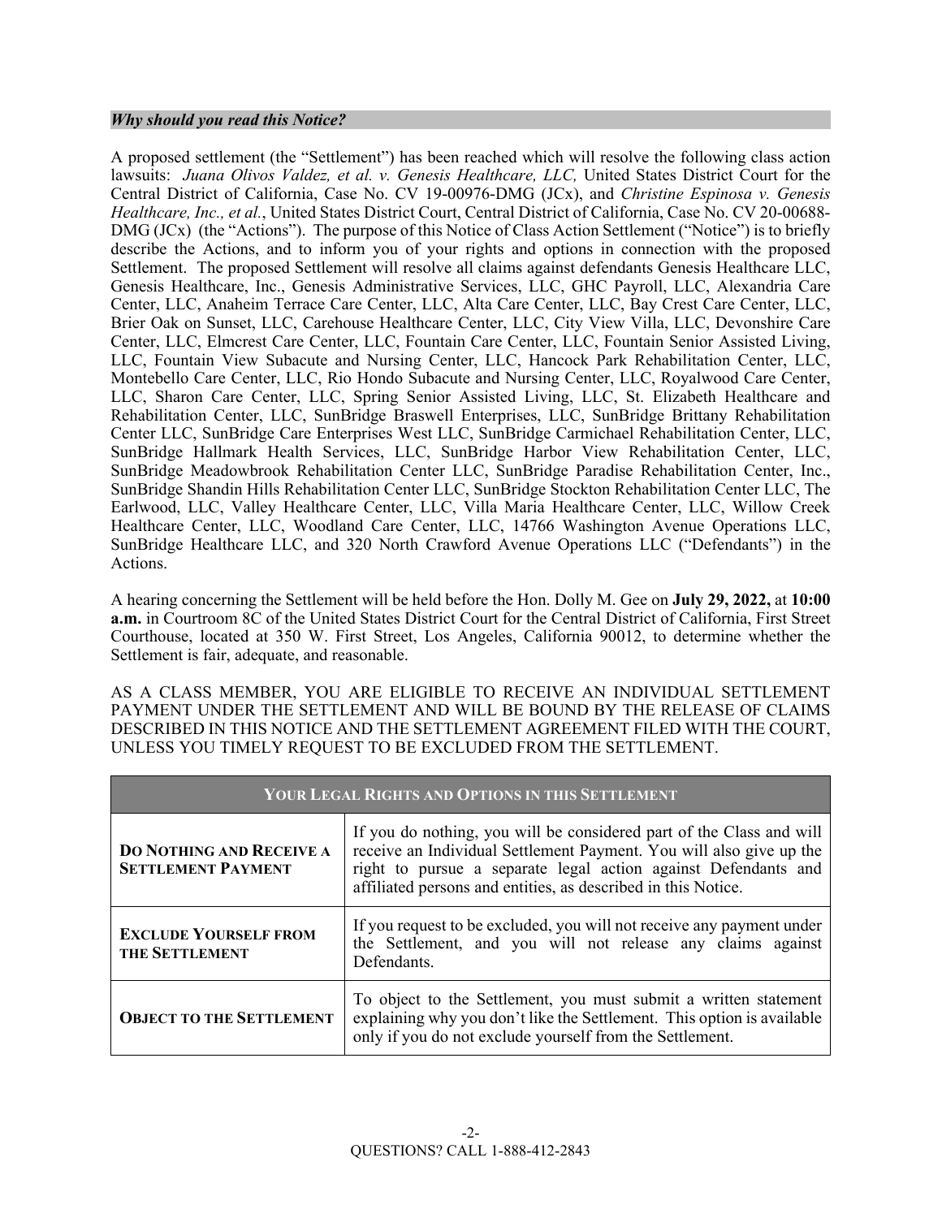### *Why should you read this Notice?*

A proposed settlement (the "Settlement") has been reached which will resolve the following class action lawsuits: *Juana Olivos Valdez, et al. v. Genesis Healthcare, LLC,* United States District Court for the Central District of California, Case No. CV 19-00976-DMG (JCx), and *Christine Espinosa v. Genesis Healthcare, Inc., et al.*, United States District Court, Central District of California, Case No. CV 20-00688-DMG (JCx) (the "Actions"). The purpose of this Notice of Class Action Settlement ("Notice") is to briefly describe the Actions, and to inform you of your rights and options in connection with the proposed Settlement. The proposed Settlement will resolve all claims against defendants Genesis Healthcare LLC, Genesis Healthcare, Inc., Genesis Administrative Services, LLC, GHC Payroll, LLC, Alexandria Care Center, LLC, Anaheim Terrace Care Center, LLC, Alta Care Center, LLC, Bay Crest Care Center, LLC, Brier Oak on Sunset, LLC, Carehouse Healthcare Center, LLC, City View Villa, LLC, Devonshire Care Center, LLC, Elmcrest Care Center, LLC, Fountain Care Center, LLC, Fountain Senior Assisted Living, LLC, Fountain View Subacute and Nursing Center, LLC, Hancock Park Rehabilitation Center, LLC, Montebello Care Center, LLC, Rio Hondo Subacute and Nursing Center, LLC, Royalwood Care Center, LLC, Sharon Care Center, LLC, Spring Senior Assisted Living, LLC, St. Elizabeth Healthcare and Rehabilitation Center, LLC, SunBridge Braswell Enterprises, LLC, SunBridge Brittany Rehabilitation Center LLC, SunBridge Care Enterprises West LLC, SunBridge Carmichael Rehabilitation Center, LLC, SunBridge Hallmark Health Services, LLC, SunBridge Harbor View Rehabilitation Center, LLC, SunBridge Meadowbrook Rehabilitation Center LLC, SunBridge Paradise Rehabilitation Center, Inc., SunBridge Shandin Hills Rehabilitation Center LLC, SunBridge Stockton Rehabilitation Center LLC, The Earlwood, LLC, Valley Healthcare Center, LLC, Villa Maria Healthcare Center, LLC, Willow Creek Healthcare Center, LLC, Woodland Care Center, LLC, 14766 Washington Avenue Operations LLC, SunBridge Healthcare LLC, and 320 North Crawford Avenue Operations LLC ("Defendants") in the Actions.

A hearing concerning the Settlement will be held before the Hon. Dolly M. Gee on **July 29, 2022,** at **10:00 a.m.** in Courtroom 8C of the United States District Court for the Central District of California, First Street Courthouse, located at 350 W. First Street, Los Angeles, California 90012, to determine whether the Settlement is fair, adequate, and reasonable.

AS A CLASS MEMBER, YOU ARE ELIGIBLE TO RECEIVE AN INDIVIDUAL SETTLEMENT PAYMENT UNDER THE SETTLEMENT AND WILL BE BOUND BY THE RELEASE OF CLAIMS DESCRIBED IN THIS NOTICE AND THE SETTLEMENT AGREEMENT FILED WITH THE COURT, UNLESS YOU TIMELY REQUEST TO BE EXCLUDED FROM THE SETTLEMENT.

| YOUR LEGAL RIGHTS AND OPTIONS IN THIS SETTLEMENT | |
|---|---|
| **DO NOTHING AND RECEIVE A SETTLEMENT PAYMENT** | If you do nothing, you will be considered part of the Class and will receive an Individual Settlement Payment. You will also give up the right to pursue a separate legal action against Defendants and affiliated persons and entities, as described in this Notice. |
| **EXCLUDE YOURSELF FROM THE SETTLEMENT** | If you request to be excluded, you will not receive any payment under the Settlement, and you will not release any claims against Defendants. |
| **OBJECT TO THE SETTLEMENT** | To object to the Settlement, you must submit a written statement explaining why you don't like the Settlement. This option is available only if you do not exclude yourself from the Settlement. |

QUESTIONS? CALL 1-888-412-2843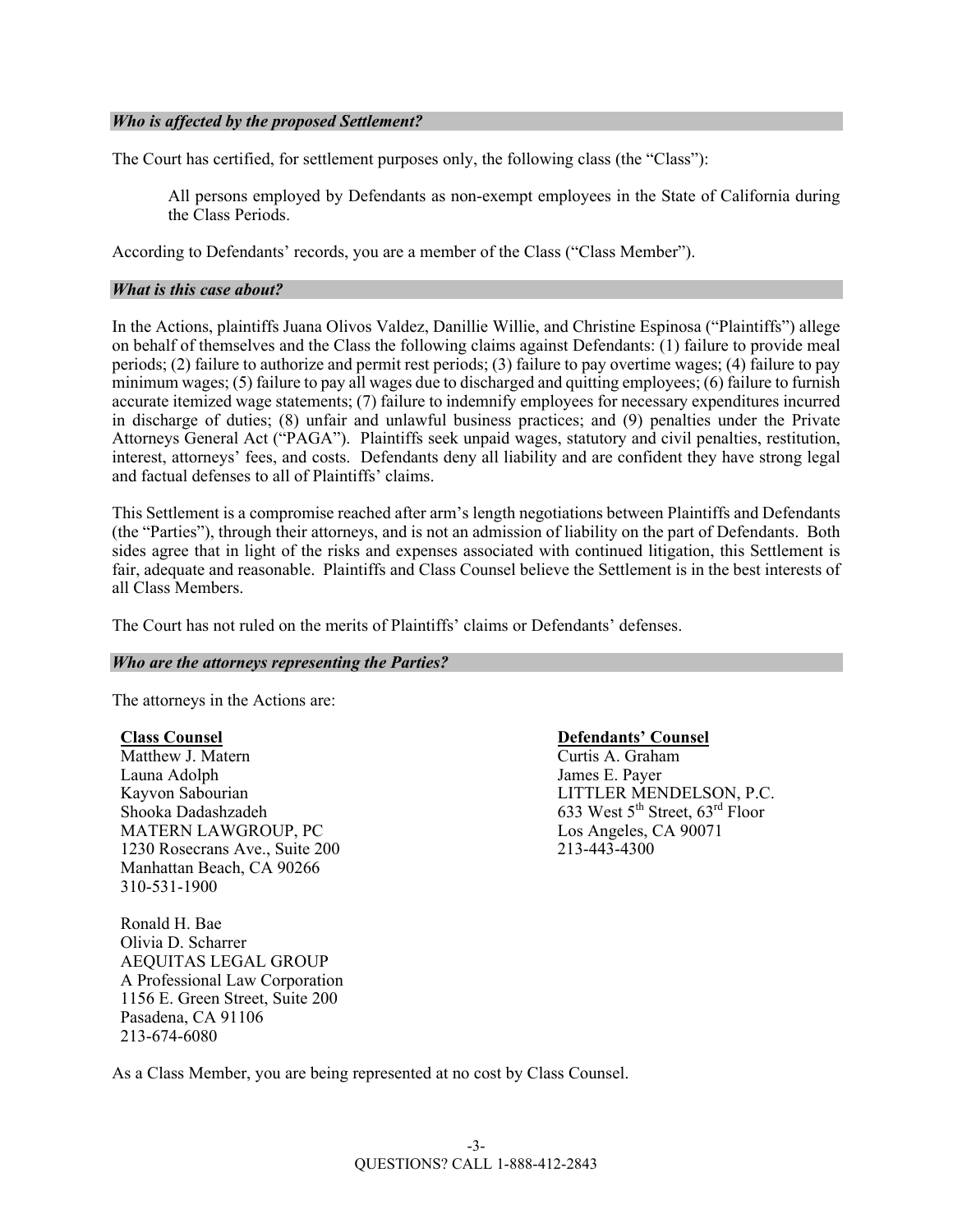### *Who is affected by the proposed Settlement?*

The Court has certified, for settlement purposes only, the following class (the "Class"):

> All persons employed by Defendants as non-exempt employees in the State of California during the Class Periods.

According to Defendants' records, you are a member of the Class ("Class Member").

### *What is this case about?*

In the Actions, plaintiffs Juana Olivos Valdez, Danillie Willie, and Christine Espinosa ("Plaintiffs") allege on behalf of themselves and the Class the following claims against Defendants: (1) failure to provide meal periods; (2) failure to authorize and permit rest periods; (3) failure to pay overtime wages; (4) failure to pay minimum wages; (5) failure to pay all wages due to discharged and quitting employees; (6) failure to furnish accurate itemized wage statements; (7) failure to indemnify employees for necessary expenditures incurred in discharge of duties; (8) unfair and unlawful business practices; and (9) penalties under the Private Attorneys General Act ("PAGA"). Plaintiffs seek unpaid wages, statutory and civil penalties, restitution, interest, attorneys' fees, and costs. Defendants deny all liability and are confident they have strong legal and factual defenses to all of Plaintiffs' claims.

This Settlement is a compromise reached after arm's length negotiations between Plaintiffs and Defendants (the "Parties"), through their attorneys, and is not an admission of liability on the part of Defendants. Both sides agree that in light of the risks and expenses associated with continued litigation, this Settlement is fair, adequate and reasonable. Plaintiffs and Class Counsel believe the Settlement is in the best interests of all Class Members.

The Court has not ruled on the merits of Plaintiffs' claims or Defendants' defenses.

### *Who are the attorneys representing the Parties?*

The attorneys in the Actions are:

**<u>Class Counsel</u>**
Matthew J. Matern
Launa Adolph
Kayvon Sabourian
Shooka Dadashzadeh
MATERN LAWGROUP, PC
1230 Rosecrans Ave., Suite 200
Manhattan Beach, CA 90266
310-531-1900

Ronald H. Bae
Olivia D. Scharrer
AEQUITAS LEGAL GROUP
A Professional Law Corporation
1156 E. Green Street, Suite 200
Pasadena, CA 91106
213-674-6080

**<u>Defendants' Counsel</u>**
Curtis A. Graham
James E. Payer
LITTLER MENDELSON, P.C.
633 West 5th Street, 63rd Floor
Los Angeles, CA 90071
213-443-4300

As a Class Member, you are being represented at no cost by Class Counsel.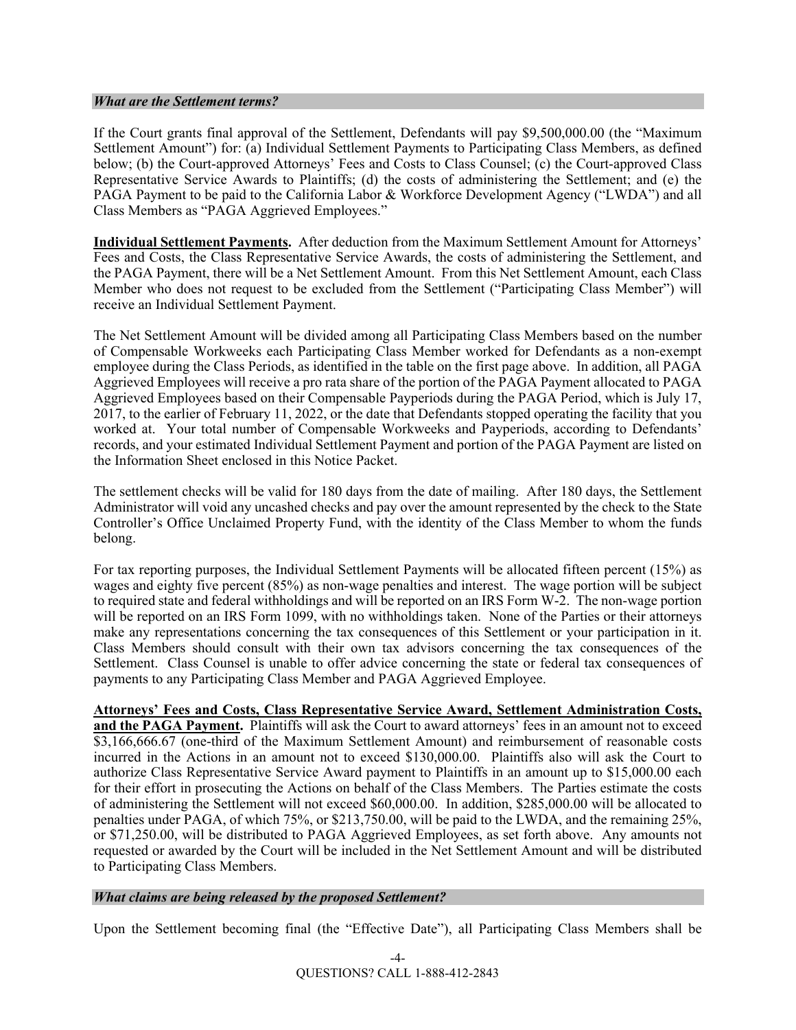### *What are the Settlement terms?*

If the Court grants final approval of the Settlement, Defendants will pay $9,500,000.00 (the "Maximum Settlement Amount") for: (a) Individual Settlement Payments to Participating Class Members, as defined below; (b) the Court-approved Attorneys' Fees and Costs to Class Counsel; (c) the Court-approved Class Representative Service Awards to Plaintiffs; (d) the costs of administering the Settlement; and (e) the PAGA Payment to be paid to the California Labor & Workforce Development Agency ("LWDA") and all Class Members as "PAGA Aggrieved Employees."

**Individual Settlement Payments.** After deduction from the Maximum Settlement Amount for Attorneys' Fees and Costs, the Class Representative Service Awards, the costs of administering the Settlement, and the PAGA Payment, there will be a Net Settlement Amount. From this Net Settlement Amount, each Class Member who does not request to be excluded from the Settlement ("Participating Class Member") will receive an Individual Settlement Payment.

The Net Settlement Amount will be divided among all Participating Class Members based on the number of Compensable Workweeks each Participating Class Member worked for Defendants as a non-exempt employee during the Class Periods, as identified in the table on the first page above. In addition, all PAGA Aggrieved Employees will receive a pro rata share of the portion of the PAGA Payment allocated to PAGA Aggrieved Employees based on their Compensable Payperiods during the PAGA Period, which is July 17, 2017, to the earlier of February 11, 2022, or the date that Defendants stopped operating the facility that you worked at. Your total number of Compensable Workweeks and Payperiods, according to Defendants' records, and your estimated Individual Settlement Payment and portion of the PAGA Payment are listed on the Information Sheet enclosed in this Notice Packet.

The settlement checks will be valid for 180 days from the date of mailing. After 180 days, the Settlement Administrator will void any uncashed checks and pay over the amount represented by the check to the State Controller's Office Unclaimed Property Fund, with the identity of the Class Member to whom the funds belong.

For tax reporting purposes, the Individual Settlement Payments will be allocated fifteen percent (15%) as wages and eighty five percent (85%) as non-wage penalties and interest. The wage portion will be subject to required state and federal withholdings and will be reported on an IRS Form W-2. The non-wage portion will be reported on an IRS Form 1099, with no withholdings taken. None of the Parties or their attorneys make any representations concerning the tax consequences of this Settlement or your participation in it. Class Members should consult with their own tax advisors concerning the tax consequences of the Settlement. Class Counsel is unable to offer advice concerning the state or federal tax consequences of payments to any Participating Class Member and PAGA Aggrieved Employee.

**Attorneys' Fees and Costs, Class Representative Service Award, Settlement Administration Costs, and the PAGA Payment.** Plaintiffs will ask the Court to award attorneys' fees in an amount not to exceed $3,166,666.67 (one-third of the Maximum Settlement Amount) and reimbursement of reasonable costs incurred in the Actions in an amount not to exceed $130,000.00. Plaintiffs also will ask the Court to authorize Class Representative Service Award payment to Plaintiffs in an amount up to $15,000.00 each for their effort in prosecuting the Actions on behalf of the Class Members. The Parties estimate the costs of administering the Settlement will not exceed $60,000.00. In addition, $285,000.00 will be allocated to penalties under PAGA, of which 75%, or $213,750.00, will be paid to the LWDA, and the remaining 25%, or $71,250.00, will be distributed to PAGA Aggrieved Employees, as set forth above. Any amounts not requested or awarded by the Court will be included in the Net Settlement Amount and will be distributed to Participating Class Members.

### *What claims are being released by the proposed Settlement?*

Upon the Settlement becoming final (the "Effective Date"), all Participating Class Members shall be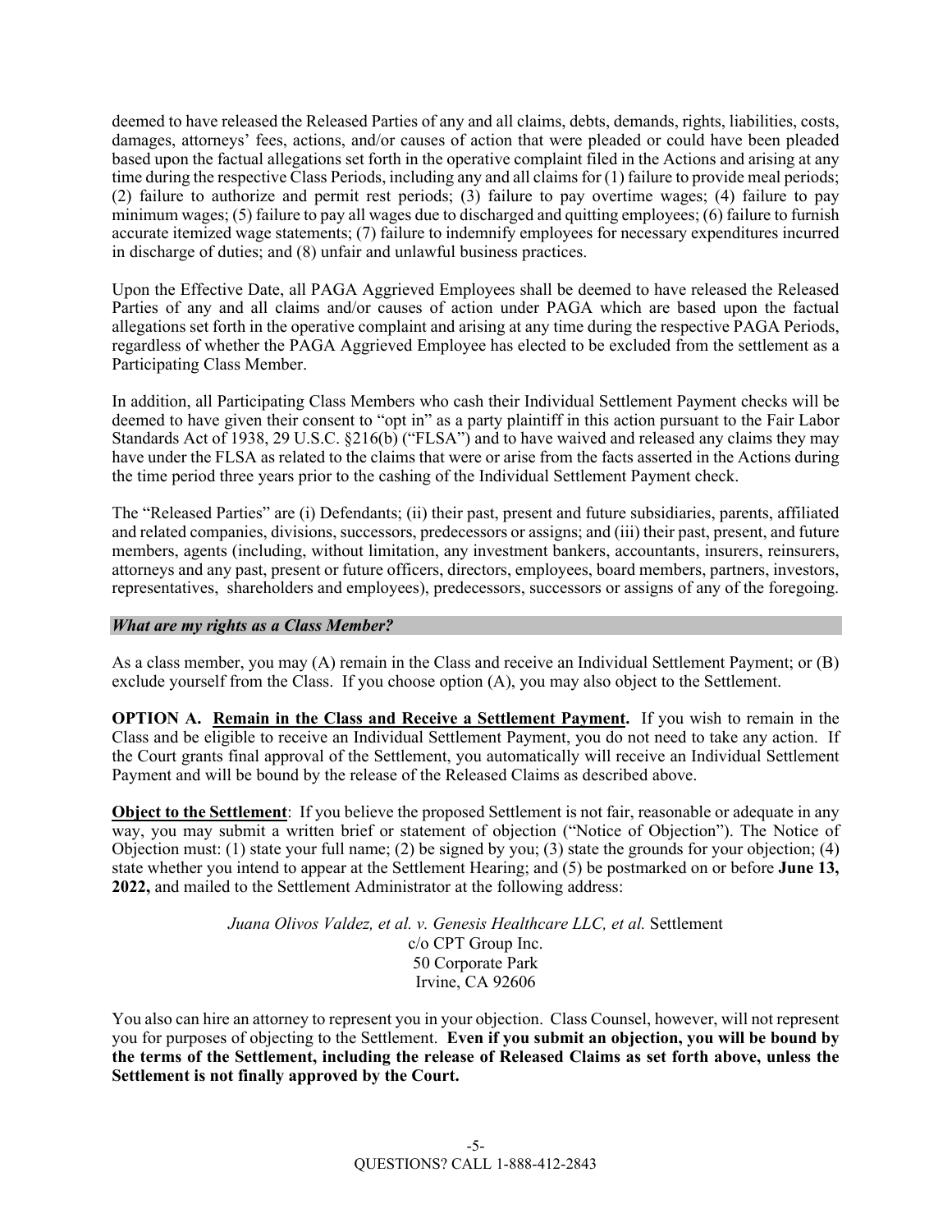deemed to have released the Released Parties of any and all claims, debts, demands, rights, liabilities, costs, damages, attorneys' fees, actions, and/or causes of action that were pleaded or could have been pleaded based upon the factual allegations set forth in the operative complaint filed in the Actions and arising at any time during the respective Class Periods, including any and all claims for (1) failure to provide meal periods; (2) failure to authorize and permit rest periods; (3) failure to pay overtime wages; (4) failure to pay minimum wages; (5) failure to pay all wages due to discharged and quitting employees; (6) failure to furnish accurate itemized wage statements; (7) failure to indemnify employees for necessary expenditures incurred in discharge of duties; and (8) unfair and unlawful business practices.

Upon the Effective Date, all PAGA Aggrieved Employees shall be deemed to have released the Released Parties of any and all claims and/or causes of action under PAGA which are based upon the factual allegations set forth in the operative complaint and arising at any time during the respective PAGA Periods, regardless of whether the PAGA Aggrieved Employee has elected to be excluded from the settlement as a Participating Class Member.

In addition, all Participating Class Members who cash their Individual Settlement Payment checks will be deemed to have given their consent to "opt in" as a party plaintiff in this action pursuant to the Fair Labor Standards Act of 1938, 29 U.S.C. §216(b) ("FLSA") and to have waived and released any claims they may have under the FLSA as related to the claims that were or arise from the facts asserted in the Actions during the time period three years prior to the cashing of the Individual Settlement Payment check.

The "Released Parties" are (i) Defendants; (ii) their past, present and future subsidiaries, parents, affiliated and related companies, divisions, successors, predecessors or assigns; and (iii) their past, present, and future members, agents (including, without limitation, any investment bankers, accountants, insurers, reinsurers, attorneys and any past, present or future officers, directors, employees, board members, partners, investors, representatives, shareholders and employees), predecessors, successors or assigns of any of the foregoing.

### *What are my rights as a Class Member?*

As a class member, you may (A) remain in the Class and receive an Individual Settlement Payment; or (B) exclude yourself from the Class. If you choose option (A), you may also object to the Settlement.

**OPTION A. <u>Remain in the Class and Receive a Settlement Payment</u>.** If you wish to remain in the Class and be eligible to receive an Individual Settlement Payment, you do not need to take any action. If the Court grants final approval of the Settlement, you automatically will receive an Individual Settlement Payment and will be bound by the release of the Released Claims as described above.

**<u>Object to the Settlement</u>**: If you believe the proposed Settlement is not fair, reasonable or adequate in any way, you may submit a written brief or statement of objection ("Notice of Objection"). The Notice of Objection must: (1) state your full name; (2) be signed by you; (3) state the grounds for your objection; (4) state whether you intend to appear at the Settlement Hearing; and (5) be postmarked on or before **June 13, 2022,** and mailed to the Settlement Administrator at the following address:

*Juana Olivos Valdez, et al. v. Genesis Healthcare LLC, et al.* Settlement
c/o CPT Group Inc.
50 Corporate Park
Irvine, CA 92606

You also can hire an attorney to represent you in your objection. Class Counsel, however, will not represent you for purposes of objecting to the Settlement. **Even if you submit an objection, you will be bound by the terms of the Settlement, including the release of Released Claims as set forth above, unless the Settlement is not finally approved by the Court.**

QUESTIONS? CALL 1-888-412-2843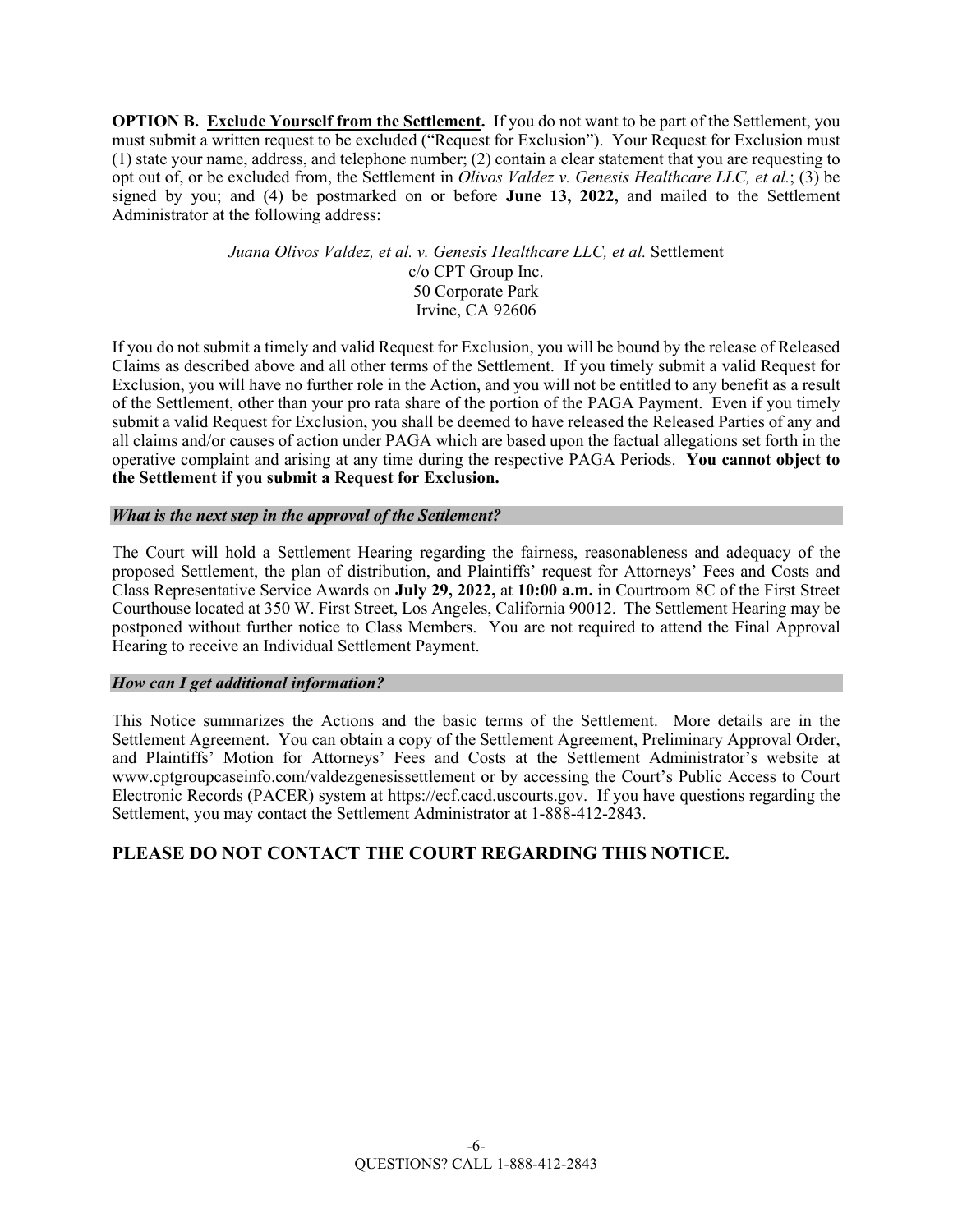**OPTION B. <u>Exclude Yourself from the Settlement</u>.** If you do not want to be part of the Settlement, you must submit a written request to be excluded ("Request for Exclusion"). Your Request for Exclusion must (1) state your name, address, and telephone number; (2) contain a clear statement that you are requesting to opt out of, or be excluded from, the Settlement in *Olivos Valdez v. Genesis Healthcare LLC, et al.*; (3) be signed by you; and (4) be postmarked on or before **June 13, 2022,** and mailed to the Settlement Administrator at the following address:

*Juana Olivos Valdez, et al. v. Genesis Healthcare LLC, et al.* Settlement
c/o CPT Group Inc.
50 Corporate Park
Irvine, CA 92606

If you do not submit a timely and valid Request for Exclusion, you will be bound by the release of Released Claims as described above and all other terms of the Settlement. If you timely submit a valid Request for Exclusion, you will have no further role in the Action, and you will not be entitled to any benefit as a result of the Settlement, other than your pro rata share of the portion of the PAGA Payment. Even if you timely submit a valid Request for Exclusion, you shall be deemed to have released the Released Parties of any and all claims and/or causes of action under PAGA which are based upon the factual allegations set forth in the operative complaint and arising at any time during the respective PAGA Periods. **You cannot object to the Settlement if you submit a Request for Exclusion.**

### *What is the next step in the approval of the Settlement?*

The Court will hold a Settlement Hearing regarding the fairness, reasonableness and adequacy of the proposed Settlement, the plan of distribution, and Plaintiffs' request for Attorneys' Fees and Costs and Class Representative Service Awards on **July 29, 2022,** at **10:00 a.m.** in Courtroom 8C of the First Street Courthouse located at 350 W. First Street, Los Angeles, California 90012. The Settlement Hearing may be postponed without further notice to Class Members. You are not required to attend the Final Approval Hearing to receive an Individual Settlement Payment.

### *How can I get additional information?*

This Notice summarizes the Actions and the basic terms of the Settlement. More details are in the Settlement Agreement. You can obtain a copy of the Settlement Agreement, Preliminary Approval Order, and Plaintiffs' Motion for Attorneys' Fees and Costs at the Settlement Administrator's website at www.cptgroupcaseinfo.com/valdezgenesissettlement or by accessing the Court's Public Access to Court Electronic Records (PACER) system at https://ecf.cacd.uscourts.gov. If you have questions regarding the Settlement, you may contact the Settlement Administrator at 1-888-412-2843.

## PLEASE DO NOT CONTACT THE COURT REGARDING THIS NOTICE.